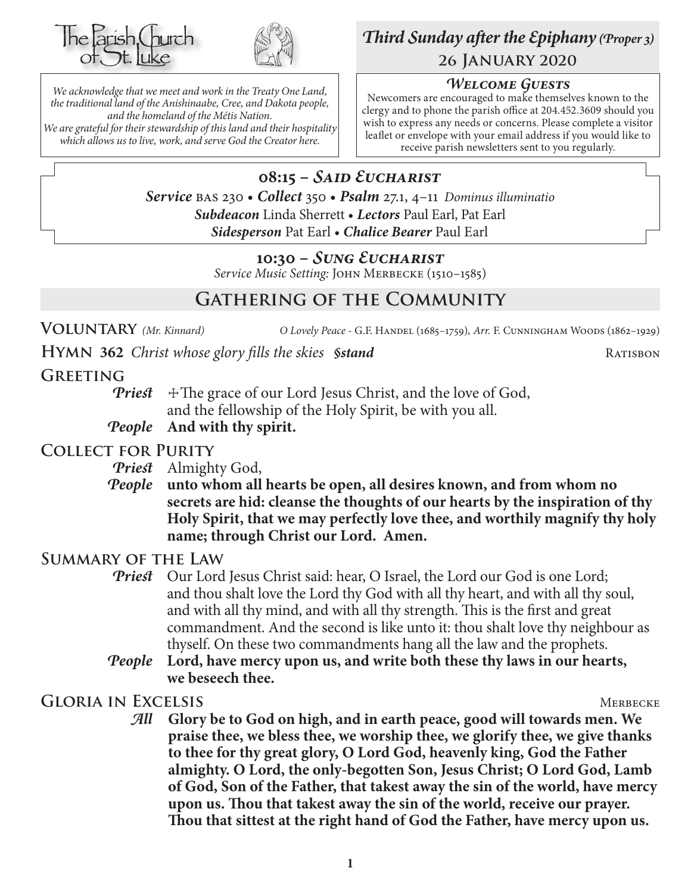The Parish Church of St. Luke

*We acknowledge that we meet and work in the Treaty One Land, the traditional land of the Anishinaabe, Cree, and Dakota people, and the homeland of the Métis Nation. We are grateful for their stewardship of this land and their hospitality which allows us to live, work, and serve God the Creator here.*

## *Third Sunday after the Epiphany (Proper 3)*
### 26 January 2020

### *Welcome Guests*

Newcomers are encouraged to make themselves known to the clergy and to phone the parish office at 204.452.3609 should you wish to express any needs or concerns. Please complete a visitor leaflet or envelope with your email address if you would like to receive parish newsletters sent to you regularly.

### 08:15 – *Said Eucharist*

***Service*** BAS 230 • ***Collect*** 350 • ***Psalm*** 27.1, 4–11 *Dominus illuminatio*
***Subdeacon*** Linda Sherrett • ***Lectors*** Paul Earl, Pat Earl
***Sidesperson*** Pat Earl • ***Chalice Bearer*** Paul Earl

### 10:30 – *Sung Eucharist*

*Service Music Setting:* John Merbecke (1510–1585)

## Gathering of the Community

**Voluntary** *(Mr. Kinnard)* *O Lovely Peace* - G.F. Handel (1685–1759), *Arr.* F. Cunningham Woods (1862–1929)

**Hymn 362** *Christ whose glory fills the skies* ***§stand*** Ratisbon

**Greeting**

***Priest*** ✠The grace of our Lord Jesus Christ, and the love of God, and the fellowship of the Holy Spirit, be with you all.
***People*** **And with thy spirit.**

**Collect for Purity**

***Priest*** Almighty God,
***People*** **unto whom all hearts be open, all desires known, and from whom no secrets are hid: cleanse the thoughts of our hearts by the inspiration of thy Holy Spirit, that we may perfectly love thee, and worthily magnify thy holy name; through Christ our Lord. Amen.**

**Summary of the Law**

***Priest*** Our Lord Jesus Christ said: hear, O Israel, the Lord our God is one Lord; and thou shalt love the Lord thy God with all thy heart, and with all thy soul, and with all thy mind, and with all thy strength. This is the first and great commandment. And the second is like unto it: thou shalt love thy neighbour as thyself. On these two commandments hang all the law and the prophets.
***People*** **Lord, have mercy upon us, and write both these thy laws in our hearts, we beseech thee.**

**Gloria in Excelsis** Merbecke

***All*** **Glory be to God on high, and in earth peace, good will towards men. We praise thee, we bless thee, we worship thee, we glorify thee, we give thanks to thee for thy great glory, O Lord God, heavenly king, God the Father almighty. O Lord, the only-begotten Son, Jesus Christ; O Lord God, Lamb of God, Son of the Father, that takest away the sin of the world, have mercy upon us. Thou that takest away the sin of the world, receive our prayer. Thou that sittest at the right hand of God the Father, have mercy upon us.**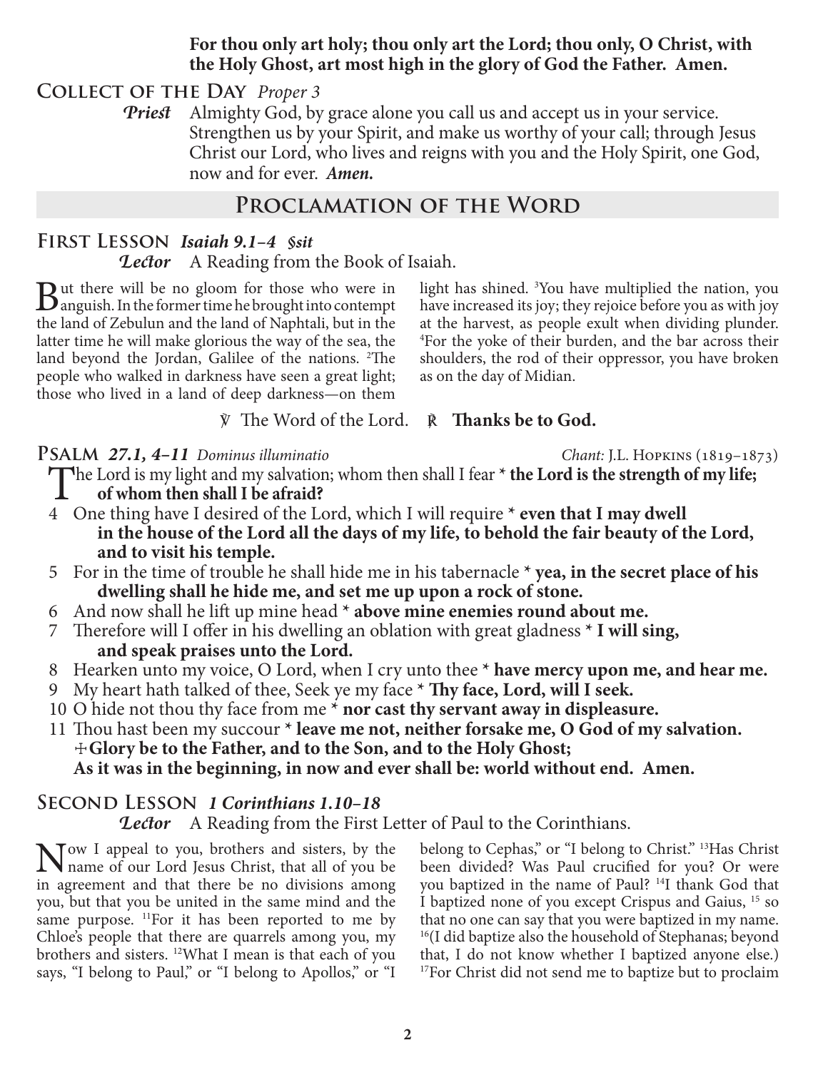**For thou only art holy; thou only art the Lord; thou only, O Christ, with the Holy Ghost, art most high in the glory of God the Father. Amen.**

## Collect of the Day *Proper 3*

***Priest*** Almighty God, by grace alone you call us and accept us in your service. Strengthen us by your Spirit, and make us worthy of your call; through Jesus Christ our Lord, who lives and reigns with you and the Holy Spirit, one God, now and for ever. ***Amen.***

# Proclamation of the Word

## First Lesson *Isaiah 9.1–4 §sit*

***Lector*** A Reading from the Book of Isaiah.

But there will be no gloom for those who were in anguish. In the former time he brought into contempt the land of Zebulun and the land of Naphtali, but in the latter time he will make glorious the way of the sea, the land beyond the Jordan, Galilee of the nations. [2]The people who walked in darkness have seen a great light; those who lived in a land of deep darkness—on them light has shined. [3]You have multiplied the nation, you have increased its joy; they rejoice before you as with joy at the harvest, as people exult when dividing plunder. [4]For the yoke of their burden, and the bar across their shoulders, the rod of their oppressor, you have broken as on the day of Midian.

℣ The Word of the Lord. ℟ **Thanks be to God.**

## Psalm *27.1, 4–11* *Dominus illuminatio* — *Chant:* J.L. Hopkins (1819–1873)

The Lord is my light and my salvation; whom then shall I fear * **the Lord is the strength of my life; of whom then shall I be afraid?**

4 One thing have I desired of the Lord, which I will require * **even that I may dwell in the house of the Lord all the days of my life, to behold the fair beauty of the Lord, and to visit his temple.**

5 For in the time of trouble he shall hide me in his tabernacle * **yea, in the secret place of his dwelling shall he hide me, and set me up upon a rock of stone.**

6 And now shall he lift up mine head * **above mine enemies round about me.**

7 Therefore will I offer in his dwelling an oblation with great gladness * **I will sing, and speak praises unto the Lord.**

8 Hearken unto my voice, O Lord, when I cry unto thee * **have mercy upon me, and hear me.**

9 My heart hath talked of thee, Seek ye my face * **Thy face, Lord, will I seek.**

10 O hide not thou thy face from me * **nor cast thy servant away in displeasure.**

11 Thou hast been my succour * **leave me not, neither forsake me, O God of my salvation.**

☩**Glory be to the Father, and to the Son, and to the Holy Ghost;**
**As it was in the beginning, in now and ever shall be: world without end. Amen.**

## Second Lesson *1 Corinthians 1.10–18*

***Lector*** A Reading from the First Letter of Paul to the Corinthians.

Now I appeal to you, brothers and sisters, by the name of our Lord Jesus Christ, that all of you be in agreement and that there be no divisions among you, but that you be united in the same mind and the same purpose. [11]For it has been reported to me by Chloe's people that there are quarrels among you, my brothers and sisters. [12]What I mean is that each of you says, "I belong to Paul," or "I belong to Apollos," or "I belong to Cephas," or "I belong to Christ." [13]Has Christ been divided? Was Paul crucified for you? Or were you baptized in the name of Paul? [14]I thank God that I baptized none of you except Crispus and Gaius, [15] so that no one can say that you were baptized in my name. [16](I did baptize also the household of Stephanas; beyond that, I do not know whether I baptized anyone else.) [17]For Christ did not send me to baptize but to proclaim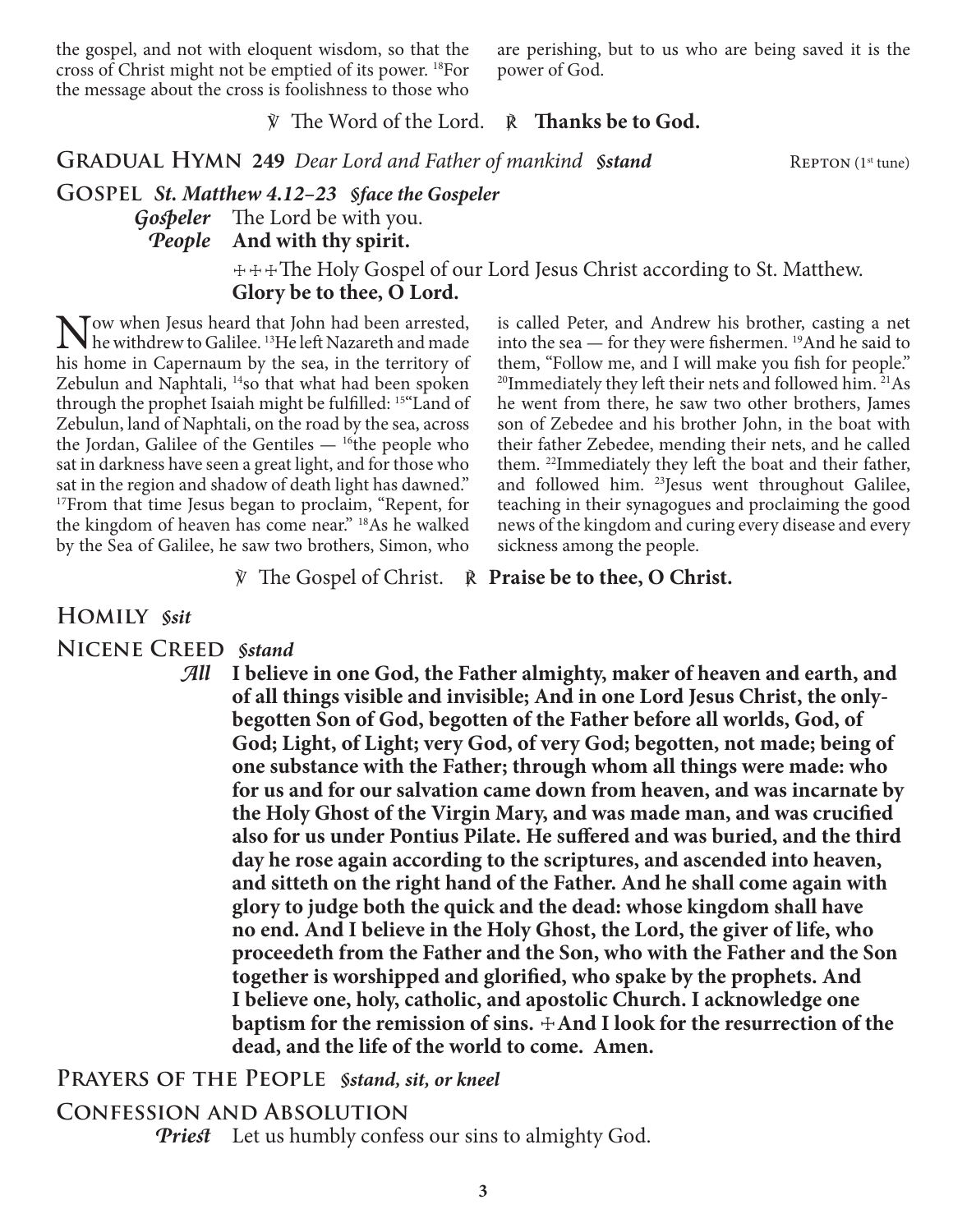the gospel, and not with eloquent wisdom, so that the cross of Christ might not be emptied of its power. [18]For the message about the cross is foolishness to those who are perishing, but to us who are being saved it is the power of God.

℣ The Word of the Lord. ℟ **Thanks be to God.**

## Gradual Hymn 249 *Dear Lord and Father of mankind* *§stand* Repton (1st tune)

## Gospel *St. Matthew 4.12–23* *§face the Gospeler*

*Gospeler* The Lord be with you.
*People* **And with thy spirit.**

☩☩☩The Holy Gospel of our Lord Jesus Christ according to St. Matthew.
**Glory be to thee, O Lord.**

Now when Jesus heard that John had been arrested, he withdrew to Galilee. [13]He left Nazareth and made his home in Capernaum by the sea, in the territory of Zebulun and Naphtali, [14]so that what had been spoken through the prophet Isaiah might be fulfilled: [15]"Land of Zebulun, land of Naphtali, on the road by the sea, across the Jordan, Galilee of the Gentiles — [16]the people who sat in darkness have seen a great light, and for those who sat in the region and shadow of death light has dawned." [17]From that time Jesus began to proclaim, "Repent, for the kingdom of heaven has come near." [18]As he walked by the Sea of Galilee, he saw two brothers, Simon, who is called Peter, and Andrew his brother, casting a net into the sea — for they were fishermen. [19]And he said to them, "Follow me, and I will make you fish for people." [20]Immediately they left their nets and followed him. [21]As he went from there, he saw two other brothers, James son of Zebedee and his brother John, in the boat with their father Zebedee, mending their nets, and he called them. [22]Immediately they left the boat and their father, and followed him. [23]Jesus went throughout Galilee, teaching in their synagogues and proclaiming the good news of the kingdom and curing every disease and every sickness among the people.

℣ The Gospel of Christ. ℟ **Praise be to thee, O Christ.**

## Homily *§sit*

## Nicene Creed *§stand*

*All* **I believe in one God, the Father almighty, maker of heaven and earth, and of all things visible and invisible; And in one Lord Jesus Christ, the only-begotten Son of God, begotten of the Father before all worlds, God, of God; Light, of Light; very God, of very God; begotten, not made; being of one substance with the Father; through whom all things were made: who for us and for our salvation came down from heaven, and was incarnate by the Holy Ghost of the Virgin Mary, and was made man, and was crucified also for us under Pontius Pilate. He suffered and was buried, and the third day he rose again according to the scriptures, and ascended into heaven, and sitteth on the right hand of the Father. And he shall come again with glory to judge both the quick and the dead: whose kingdom shall have no end. And I believe in the Holy Ghost, the Lord, the giver of life, who proceedeth from the Father and the Son, who with the Father and the Son together is worshipped and glorified, who spake by the prophets. And I believe one, holy, catholic, and apostolic Church. I acknowledge one baptism for the remission of sins. ☩And I look for the resurrection of the dead, and the life of the world to come. Amen.**

## Prayers of the People *§stand, sit, or kneel*

## Confession and Absolution

*Priest* Let us humbly confess our sins to almighty God.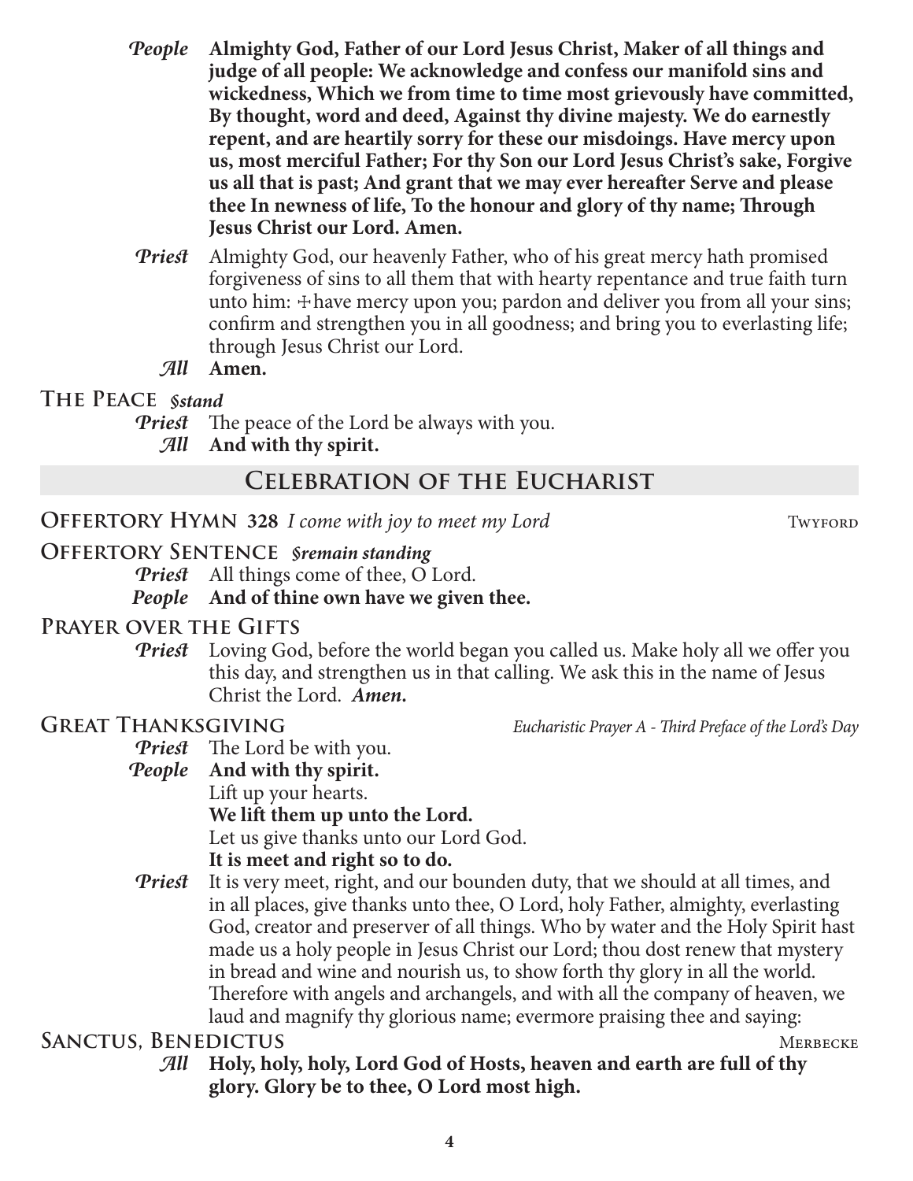*People* **Almighty God, Father of our Lord Jesus Christ, Maker of all things and judge of all people: We acknowledge and confess our manifold sins and wickedness, Which we from time to time most grievously have committed, By thought, word and deed, Against thy divine majesty. We do earnestly repent, and are heartily sorry for these our misdoings. Have mercy upon us, most merciful Father; For thy Son our Lord Jesus Christ's sake, Forgive us all that is past; And grant that we may ever hereafter Serve and please thee In newness of life, To the honour and glory of thy name; Through Jesus Christ our Lord. Amen.**

*Priest* Almighty God, our heavenly Father, who of his great mercy hath promised forgiveness of sins to all them that with hearty repentance and true faith turn unto him: ✠have mercy upon you; pardon and deliver you from all your sins; confirm and strengthen you in all goodness; and bring you to everlasting life; through Jesus Christ our Lord.

*All* **Amen.**

### The Peace *§stand*

*Priest* The peace of the Lord be always with you.

*All* **And with thy spirit.**

## Celebration of the Eucharist

### Offertory Hymn 328 *I come with joy to meet my Lord* — Twyford

### Offertory Sentence *§remain standing*

*Priest* All things come of thee, O Lord.

*People* **And of thine own have we given thee.**

### Prayer over the Gifts

*Priest* Loving God, before the world began you called us. Make holy all we offer you this day, and strengthen us in that calling. We ask this in the name of Jesus Christ the Lord. ***Amen.***

### Great Thanksgiving — *Eucharistic Prayer A - Third Preface of the Lord's Day*

*Priest* The Lord be with you.

*People* **And with thy spirit.**

Lift up your hearts.

**We lift them up unto the Lord.**

Let us give thanks unto our Lord God.

**It is meet and right so to do.**

*Priest* It is very meet, right, and our bounden duty, that we should at all times, and in all places, give thanks unto thee, O Lord, holy Father, almighty, everlasting God, creator and preserver of all things. Who by water and the Holy Spirit hast made us a holy people in Jesus Christ our Lord; thou dost renew that mystery in bread and wine and nourish us, to show forth thy glory in all the world. Therefore with angels and archangels, and with all the company of heaven, we laud and magnify thy glorious name; evermore praising thee and saying:

### Sanctus, Benedictus — Merbecke

*All* **Holy, holy, holy, Lord God of Hosts, heaven and earth are full of thy glory. Glory be to thee, O Lord most high.**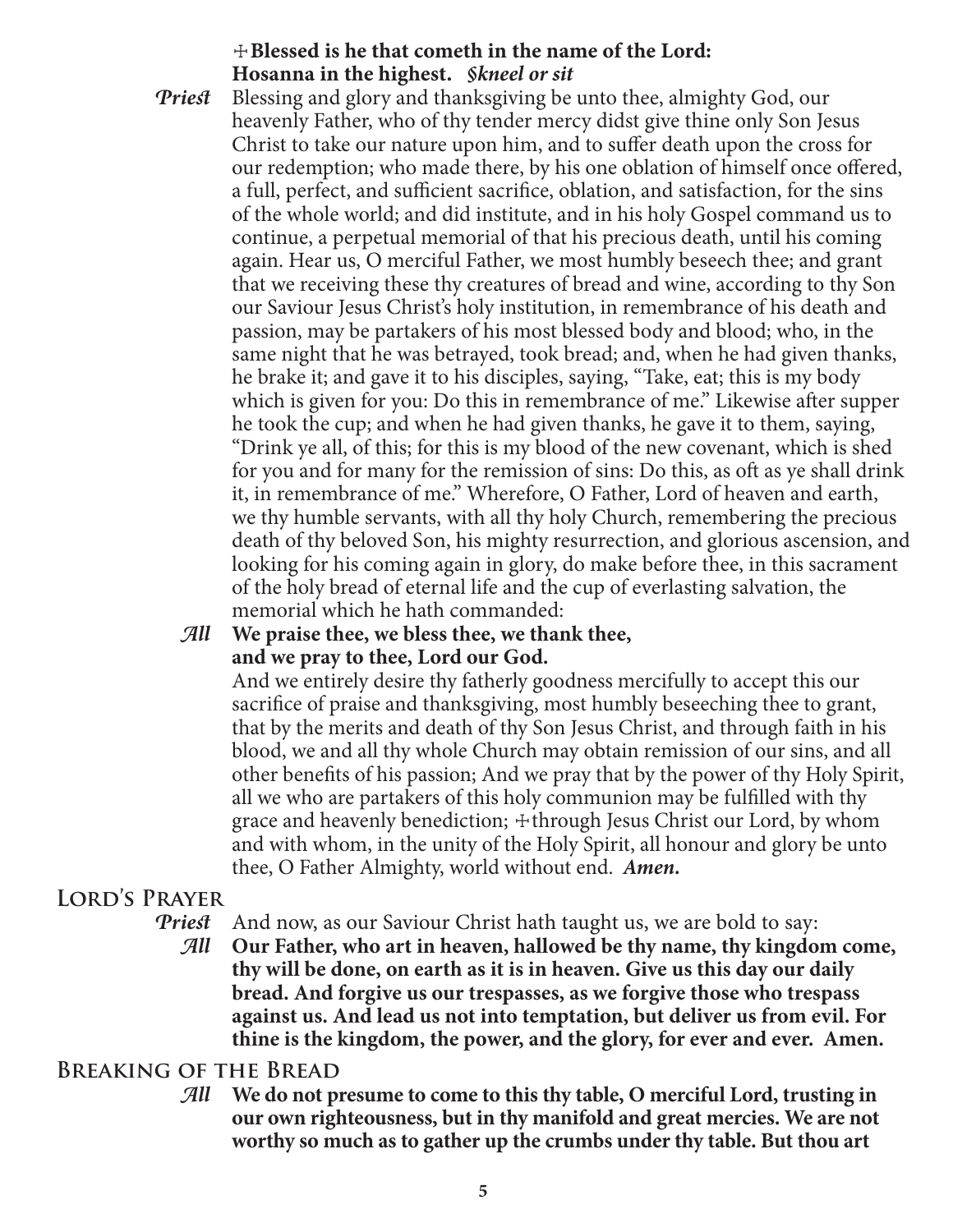☩ **Blessed is he that cometh in the name of the Lord:**
**Hosanna in the highest.** ***§kneel or sit***

***Priest*** Blessing and glory and thanksgiving be unto thee, almighty God, our heavenly Father, who of thy tender mercy didst give thine only Son Jesus Christ to take our nature upon him, and to suffer death upon the cross for our redemption; who made there, by his one oblation of himself once offered, a full, perfect, and sufficient sacrifice, oblation, and satisfaction, for the sins of the whole world; and did institute, and in his holy Gospel command us to continue, a perpetual memorial of that his precious death, until his coming again. Hear us, O merciful Father, we most humbly beseech thee; and grant that we receiving these thy creatures of bread and wine, according to thy Son our Saviour Jesus Christ's holy institution, in remembrance of his death and passion, may be partakers of his most blessed body and blood; who, in the same night that he was betrayed, took bread; and, when he had given thanks, he brake it; and gave it to his disciples, saying, "Take, eat; this is my body which is given for you: Do this in remembrance of me." Likewise after supper he took the cup; and when he had given thanks, he gave it to them, saying, "Drink ye all, of this; for this is my blood of the new covenant, which is shed for you and for many for the remission of sins: Do this, as oft as ye shall drink it, in remembrance of me." Wherefore, O Father, Lord of heaven and earth, we thy humble servants, with all thy holy Church, remembering the precious death of thy beloved Son, his mighty resurrection, and glorious ascension, and looking for his coming again in glory, do make before thee, in this sacrament of the holy bread of eternal life and the cup of everlasting salvation, the memorial which he hath commanded:

***All*** **We praise thee, we bless thee, we thank thee, and we pray to thee, Lord our God.**

And we entirely desire thy fatherly goodness mercifully to accept this our sacrifice of praise and thanksgiving, most humbly beseeching thee to grant, that by the merits and death of thy Son Jesus Christ, and through faith in his blood, we and all thy whole Church may obtain remission of our sins, and all other benefits of his passion; And we pray that by the power of thy Holy Spirit, all we who are partakers of this holy communion may be fulfilled with thy grace and heavenly benediction; ☩through Jesus Christ our Lord, by whom and with whom, in the unity of the Holy Spirit, all honour and glory be unto thee, O Father Almighty, world without end. ***Amen.***

## Lord's Prayer

***Priest*** And now, as our Saviour Christ hath taught us, we are bold to say:

***All*** **Our Father, who art in heaven, hallowed be thy name, thy kingdom come, thy will be done, on earth as it is in heaven. Give us this day our daily bread. And forgive us our trespasses, as we forgive those who trespass against us. And lead us not into temptation, but deliver us from evil. For thine is the kingdom, the power, and the glory, for ever and ever. Amen.**

## Breaking of the Bread

***All*** **We do not presume to come to this thy table, O merciful Lord, trusting in our own righteousness, but in thy manifold and great mercies. We are not worthy so much as to gather up the crumbs under thy table. But thou art**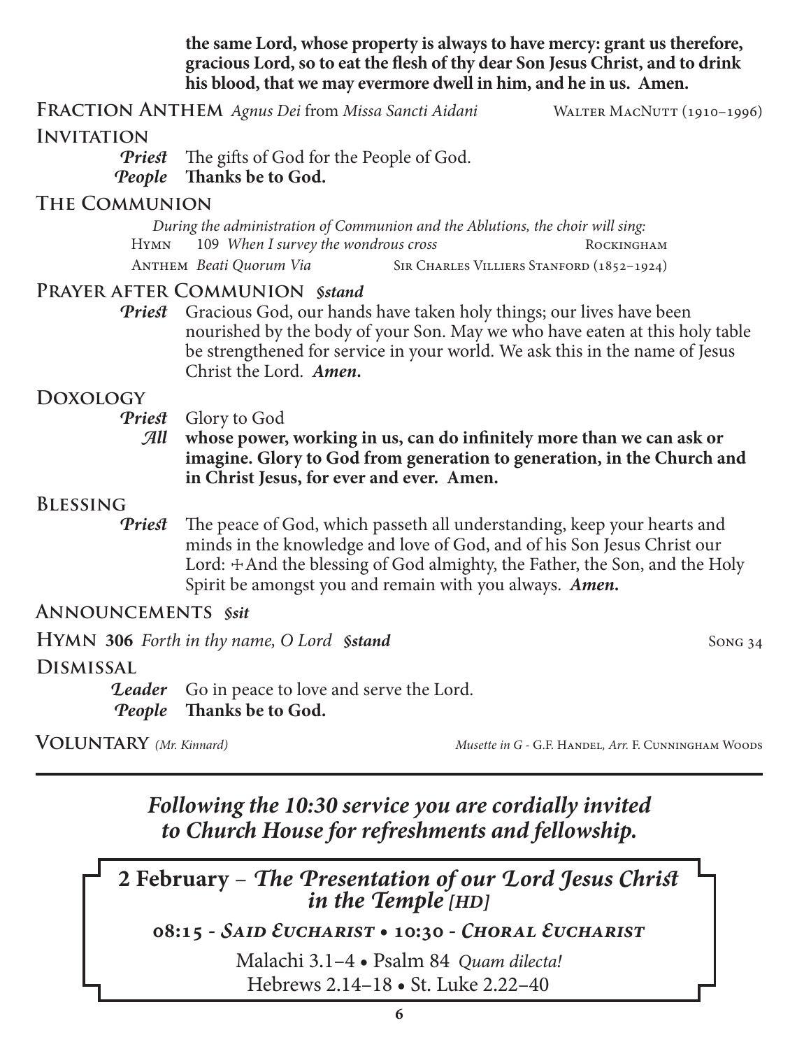**the same Lord, whose property is always to have mercy: grant us therefore, gracious Lord, so to eat the flesh of thy dear Son Jesus Christ, and to drink his blood, that we may evermore dwell in him, and he in us. Amen.**

## Fraction Anthem *Agnus Dei* from *Missa Sancti Aidani* — Walter MacNutt (1910–1996)

## Invitation

***Priest*** The gifts of God for the People of God.
***People*** **Thanks be to God.**

## The Communion

*During the administration of Communion and the Ablutions, the choir will sing:*

Hymn 109 *When I survey the wondrous cross* — Rockingham

Anthem *Beati Quorum Via* — Sir Charles Villiers Stanford (1852–1924)

## Prayer after Communion *§stand*

***Priest*** Gracious God, our hands have taken holy things; our lives have been nourished by the body of your Son. May we who have eaten at this holy table be strengthened for service in your world. We ask this in the name of Jesus Christ the Lord. ***Amen.***

## Doxology

***Priest*** Glory to God
***All*** **whose power, working in us, can do infinitely more than we can ask or imagine. Glory to God from generation to generation, in the Church and in Christ Jesus, for ever and ever. Amen.**

## Blessing

***Priest*** The peace of God, which passeth all understanding, keep your hearts and minds in the knowledge and love of God, and of his Son Jesus Christ our Lord: ☩ And the blessing of God almighty, the Father, the Son, and the Holy Spirit be amongst you and remain with you always. ***Amen.***

## Announcements *§sit*

## Hymn 306 *Forth in thy name, O Lord* *§stand* — Song 34

## Dismissal

***Leader*** Go in peace to love and serve the Lord.
***People*** **Thanks be to God.**

## Voluntary *(Mr. Kinnard)* — *Musette in G* - G.F. Handel, *Arr.* F. Cunningham Woods

---

***Following the 10:30 service you are cordially invited to Church House for refreshments and fellowship.***

---

**2 February** – ***The Presentation of our Lord Jesus Christ in the Temple*** *[HD]*

**08:15 - *Said Eucharist* • 10:30 - *Choral Eucharist***

Malachi 3.1–4 • Psalm 84 *Quam dilecta!*
Hebrews 2.14–18 • St. Luke 2.22–40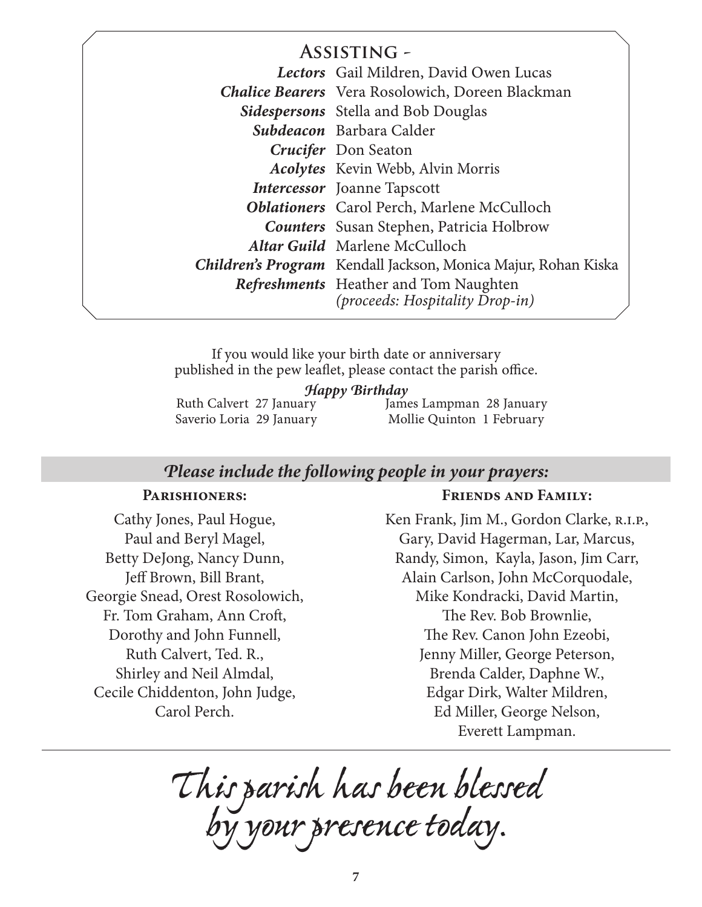## Assisting -

| | |
|---|---|
| ***Lectors*** | Gail Mildren, David Owen Lucas |
| ***Chalice Bearers*** | Vera Rosolowich, Doreen Blackman |
| ***Sidespersons*** | Stella and Bob Douglas |
| ***Subdeacon*** | Barbara Calder |
| ***Crucifer*** | Don Seaton |
| ***Acolytes*** | Kevin Webb, Alvin Morris |
| ***Intercessor*** | Joanne Tapscott |
| ***Oblationers*** | Carol Perch, Marlene McCulloch |
| ***Counters*** | Susan Stephen, Patricia Holbrow |
| ***Altar Guild*** | Marlene McCulloch |
| ***Children's Program*** | Kendall Jackson, Monica Majur, Rohan Kiska |
| ***Refreshments*** | Heather and Tom Naughten *(proceeds: Hospitality Drop-in)* |

If you would like your birth date or anniversary published in the pew leaflet, please contact the parish office.

***Happy Birthday***

Ruth Calvert 27 January
James Lampman 28 January
Saverio Loria 29 January
Mollie Quinton 1 February

## *Please include the following people in your prayers:*

**Parishioners:**

Cathy Jones, Paul Hogue, Paul and Beryl Magel, Betty DeJong, Nancy Dunn, Jeff Brown, Bill Brant, Georgie Snead, Orest Rosolowich, Fr. Tom Graham, Ann Croft, Dorothy and John Funnell, Ruth Calvert, Ted. R., Shirley and Neil Almdal, Cecile Chiddenton, John Judge, Carol Perch.

**Friends and Family:**

Ken Frank, Jim M., Gordon Clarke, R.I.P., Gary, David Hagerman, Lar, Marcus, Randy, Simon, Kayla, Jason, Jim Carr, Alain Carlson, John McCorquodale, Mike Kondracki, David Martin, The Rev. Bob Brownlie, The Rev. Canon John Ezeobi, Jenny Miller, George Peterson, Brenda Calder, Daphne W., Edgar Dirk, Walter Mildren, Ed Miller, George Nelson, Everett Lampman.

---

*This parish has been blessed by your presence today.*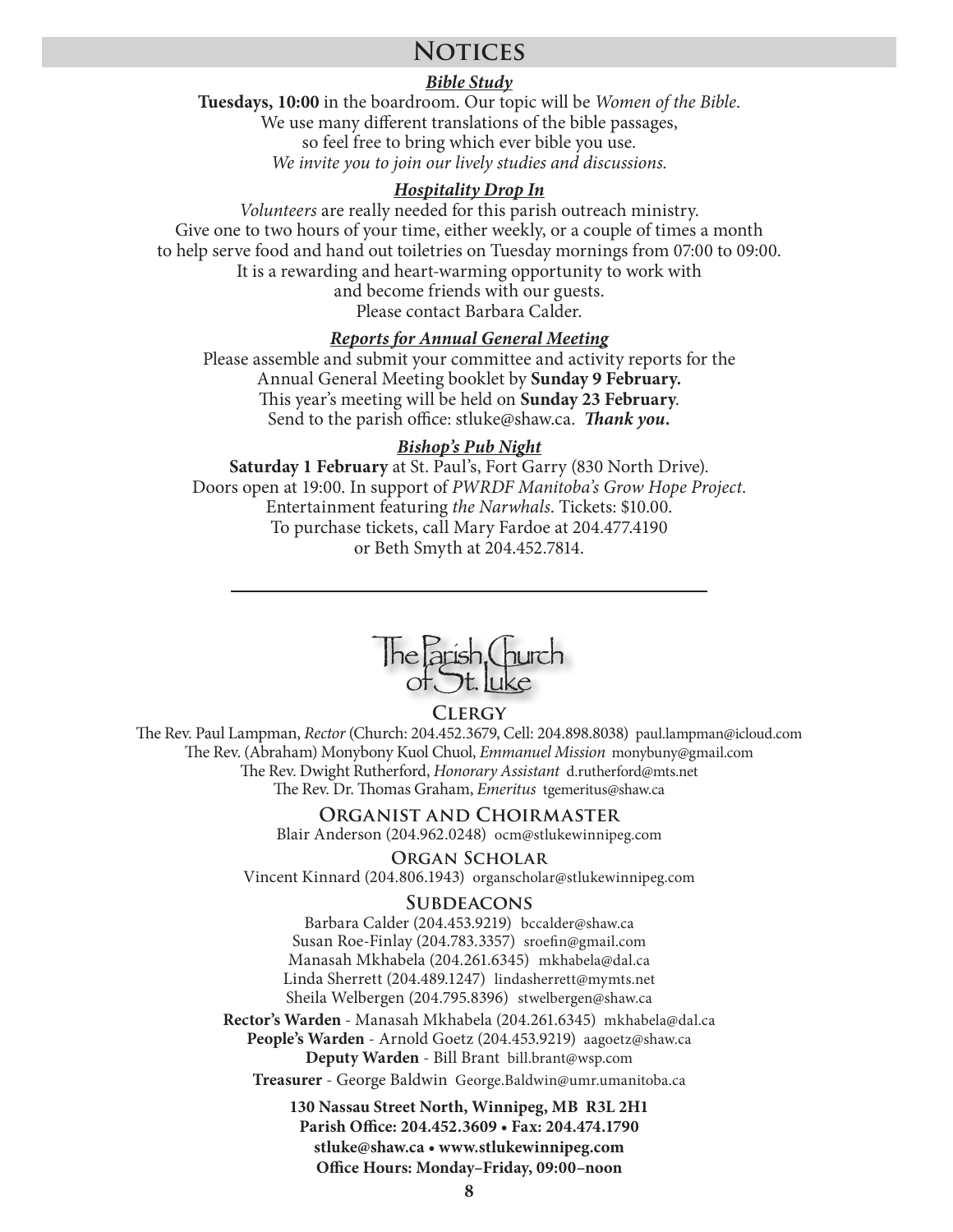# Notices

***Bible Study***

**Tuesdays, 10:00** in the boardroom. Our topic will be *Women of the Bible*.
We use many different translations of the bible passages,
so feel free to bring which ever bible you use.
*We invite you to join our lively studies and discussions.*

***Hospitality Drop In***

*Volunteers* are really needed for this parish outreach ministry.
Give one to two hours of your time, either weekly, or a couple of times a month
to help serve food and hand out toiletries on Tuesday mornings from 07:00 to 09:00.
It is a rewarding and heart-warming opportunity to work with
and become friends with our guests.
Please contact Barbara Calder.

***Reports for Annual General Meeting***

Please assemble and submit your committee and activity reports for the
Annual General Meeting booklet by **Sunday 9 February.**
This year's meeting will be held on **Sunday 23 February**.
Send to the parish office: stluke@shaw.ca. ***Thank you.***

***Bishop's Pub Night***

**Saturday 1 February** at St. Paul's, Fort Garry (830 North Drive).
Doors open at 19:00. In support of *PWRDF Manitoba's Grow Hope Project*.
Entertainment featuring *the Narwhals.* Tickets: $10.00.
To purchase tickets, call Mary Fardoe at 204.477.4190
or Beth Smyth at 204.452.7814.

---

The Parish Church of St. Luke

## Clergy

The Rev. Paul Lampman, *Rector* (Church: 204.452.3679, Cell: 204.898.8038) paul.lampman@icloud.com
The Rev. (Abraham) Monybony Kuol Chuol, *Emmanuel Mission* monybuny@gmail.com
The Rev. Dwight Rutherford, *Honorary Assistant* d.rutherford@mts.net
The Rev. Dr. Thomas Graham, *Emeritus* tgemeritus@shaw.ca

## Organist and Choirmaster

Blair Anderson (204.962.0248) ocm@stlukewinnipeg.com

## Organ Scholar

Vincent Kinnard (204.806.1943) organscholar@stlukewinnipeg.com

## Subdeacons

Barbara Calder (204.453.9219) bccalder@shaw.ca
Susan Roe-Finlay (204.783.3357) sroefin@gmail.com
Manasah Mkhabela (204.261.6345) mkhabela@dal.ca
Linda Sherrett (204.489.1247) lindasherrett@mymts.net
Sheila Welbergen (204.795.8396) stwelbergen@shaw.ca

**Rector's Warden** - Manasah Mkhabela (204.261.6345) mkhabela@dal.ca
**People's Warden** - Arnold Goetz (204.453.9219) aagoetz@shaw.ca
**Deputy Warden** - Bill Brant bill.brant@wsp.com
**Treasurer** - George Baldwin George.Baldwin@umr.umanitoba.ca

**130 Nassau Street North, Winnipeg, MB R3L 2H1**
**Parish Office: 204.452.3609 • Fax: 204.474.1790**
**stluke@shaw.ca • www.stlukewinnipeg.com**
**Office Hours: Monday–Friday, 09:00–noon**